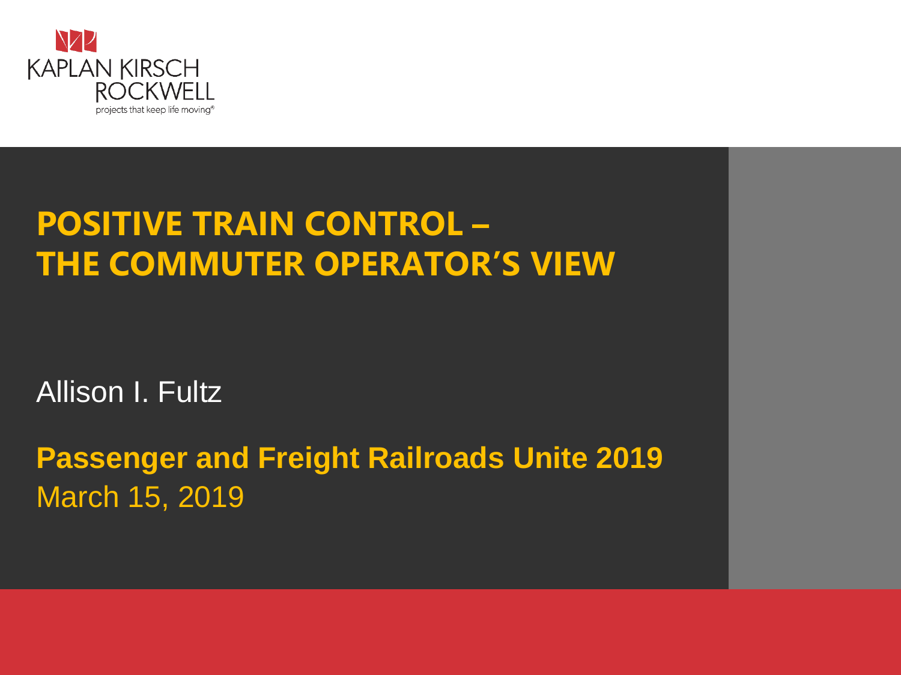KAPLAN KIRSCH ROCKWELL

projects that keep life moving®

# POSITIVE TRAIN CONTROL – THE COMMUTER OPERATOR'S VIEW

Allison I. Fultz

**Passenger and Freight Railroads Unite 2019**

March 15, 2019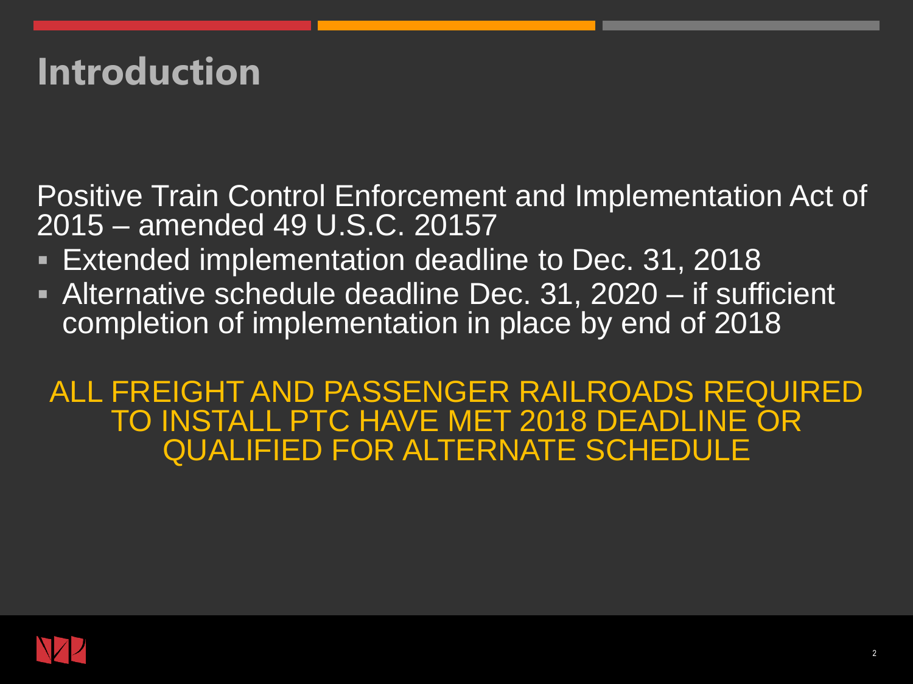# Introduction

Positive Train Control Enforcement and Implementation Act of 2015 – amended 49 U.S.C. 20157

- Extended implementation deadline to Dec. 31, 2018
- Alternative schedule deadline Dec. 31, 2020 – if sufficient completion of implementation in place by end of 2018

ALL FREIGHT AND PASSENGER RAILROADS REQUIRED TO INSTALL PTC HAVE MET 2018 DEADLINE OR QUALIFIED FOR ALTERNATE SCHEDULE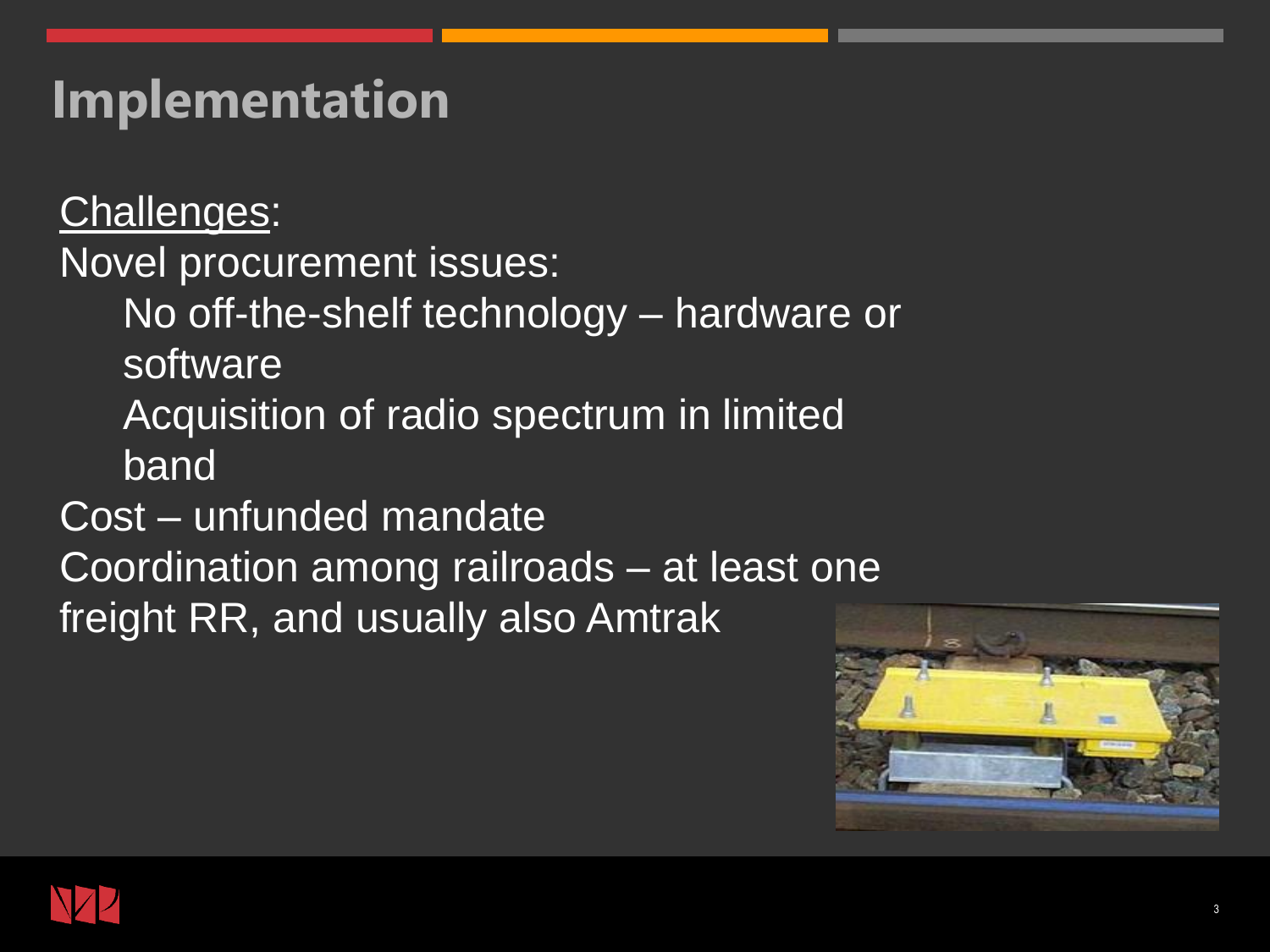# Implementation

Challenges:

Novel procurement issues:

- No off-the-shelf technology – hardware or software
- Acquisition of radio spectrum in limited band

Cost – unfunded mandate

Coordination among railroads – at least one freight RR, and usually also Amtrak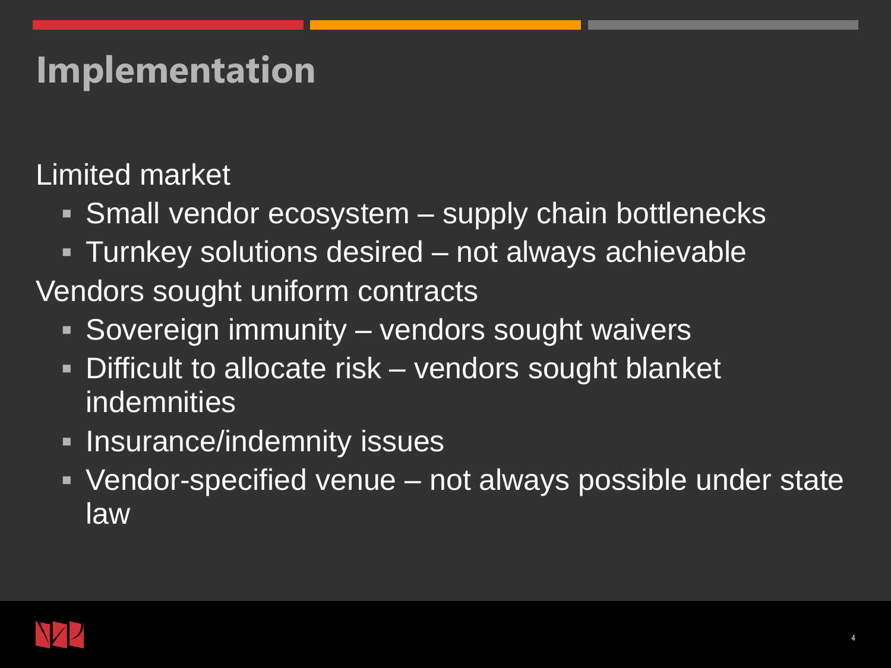# Implementation

Limited market

- Small vendor ecosystem – supply chain bottlenecks
- Turnkey solutions desired – not always achievable

Vendors sought uniform contracts

- Sovereign immunity – vendors sought waivers
- Difficult to allocate risk – vendors sought blanket indemnities
- Insurance/indemnity issues
- Vendor-specified venue – not always possible under state law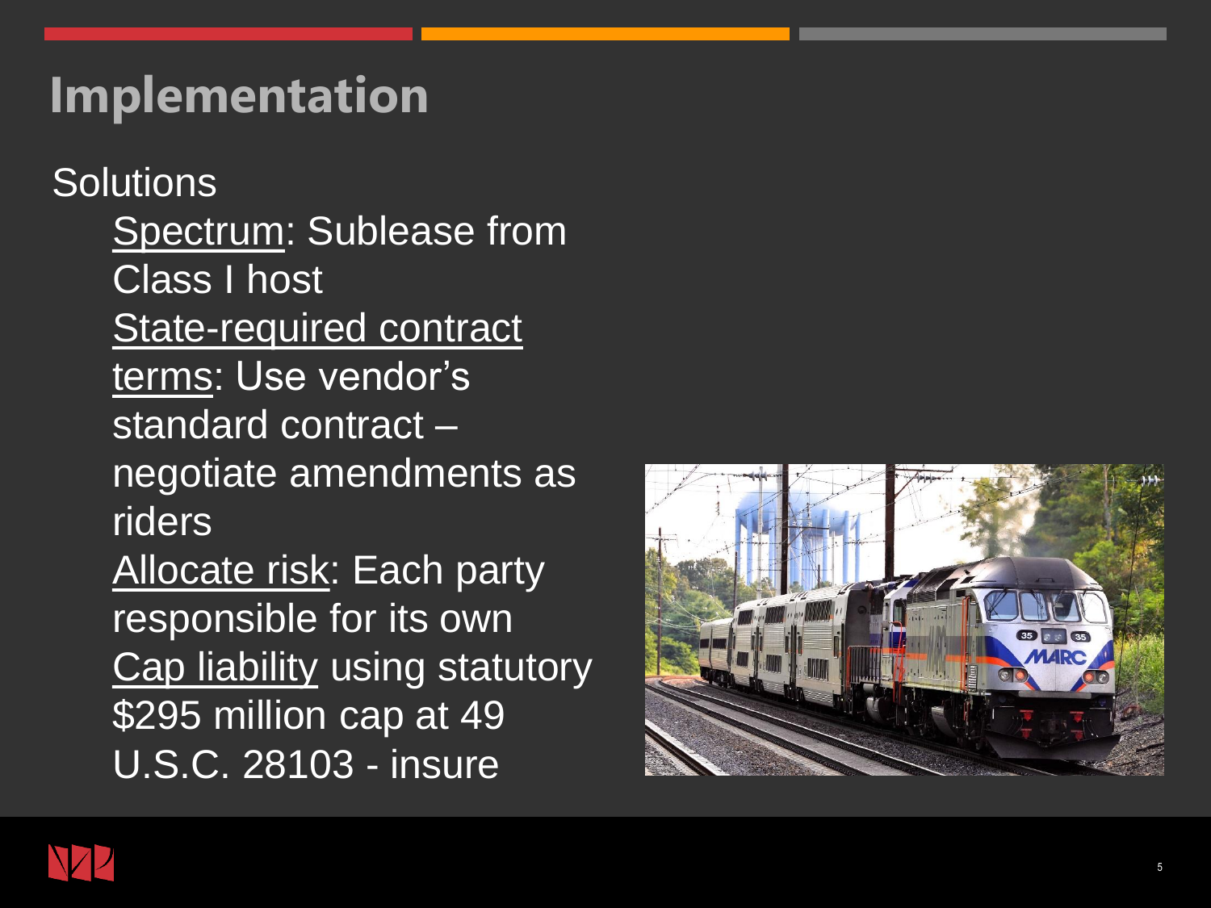# Implementation

Solutions

- Spectrum: Sublease from Class I host
- State-required contract terms: Use vendor's standard contract – negotiate amendments as riders
- Allocate risk: Each party responsible for its own
- Cap liability using statutory $295 million cap at 49 U.S.C. 28103 - insure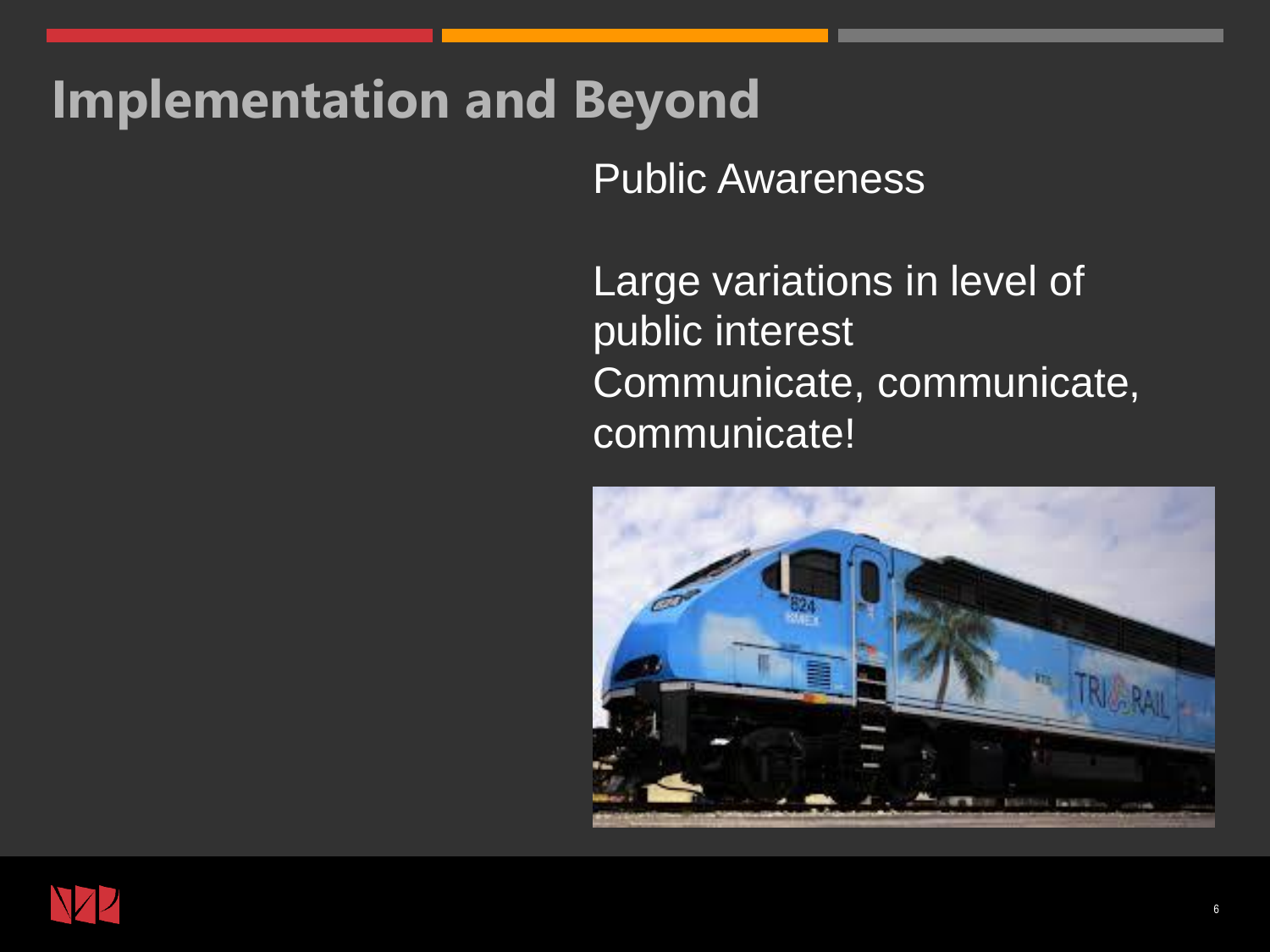# Implementation and Beyond

Public Awareness

Large variations in level of public interest

Communicate, communicate, communicate!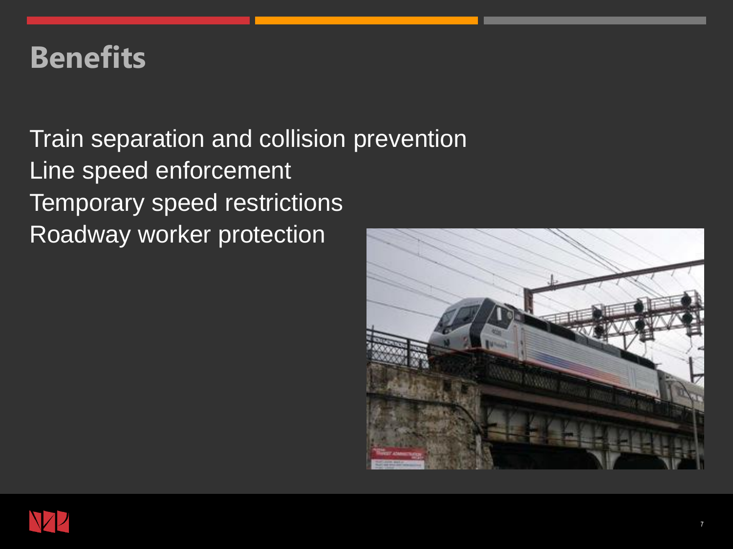# Benefits

Train separation and collision prevention
Line speed enforcement
Temporary speed restrictions
Roadway worker protection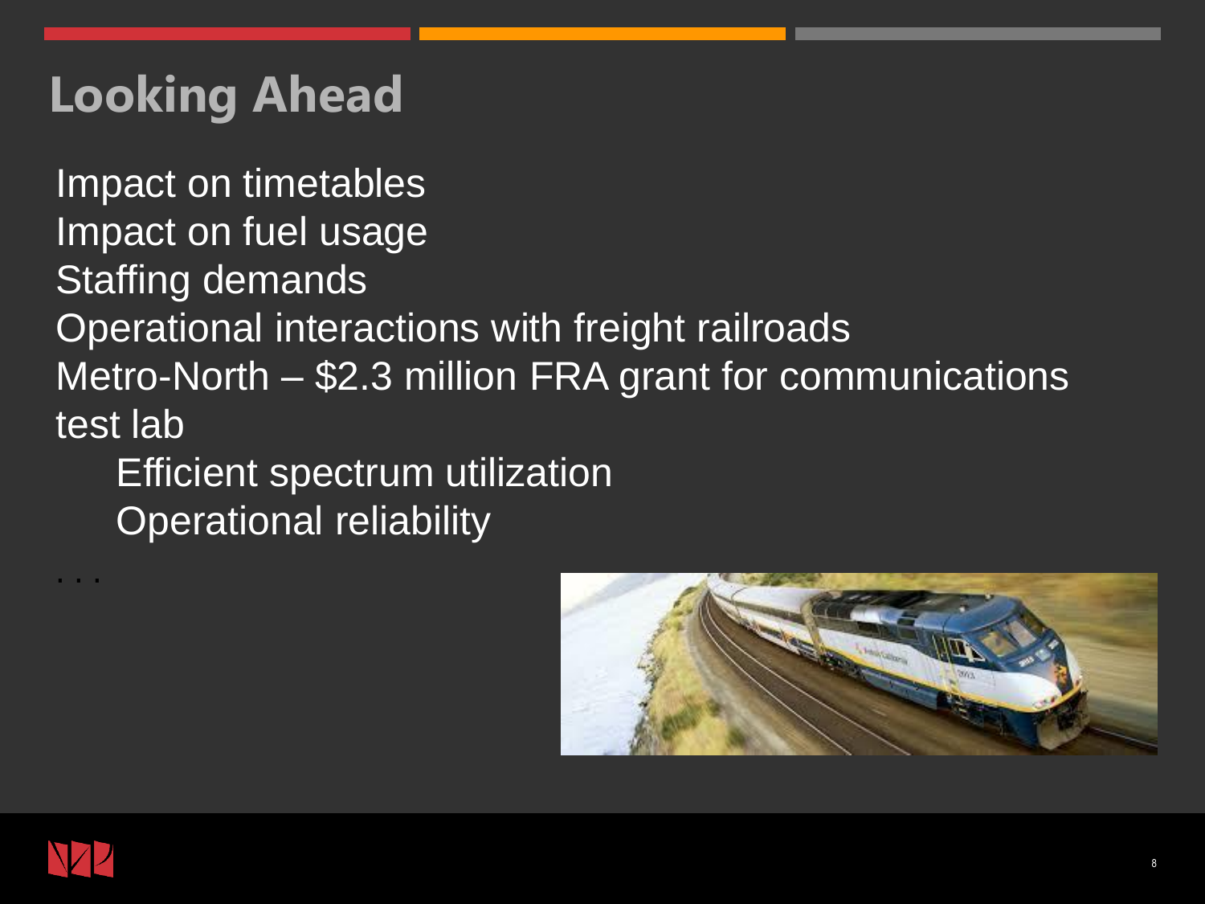# Looking Ahead

- Impact on timetables
- Impact on fuel usage
- Staffing demands
- Operational interactions with freight railroads
- Metro-North – $2.3 million FRA grant for communications test lab
  - Efficient spectrum utilization
  - Operational reliability

. . .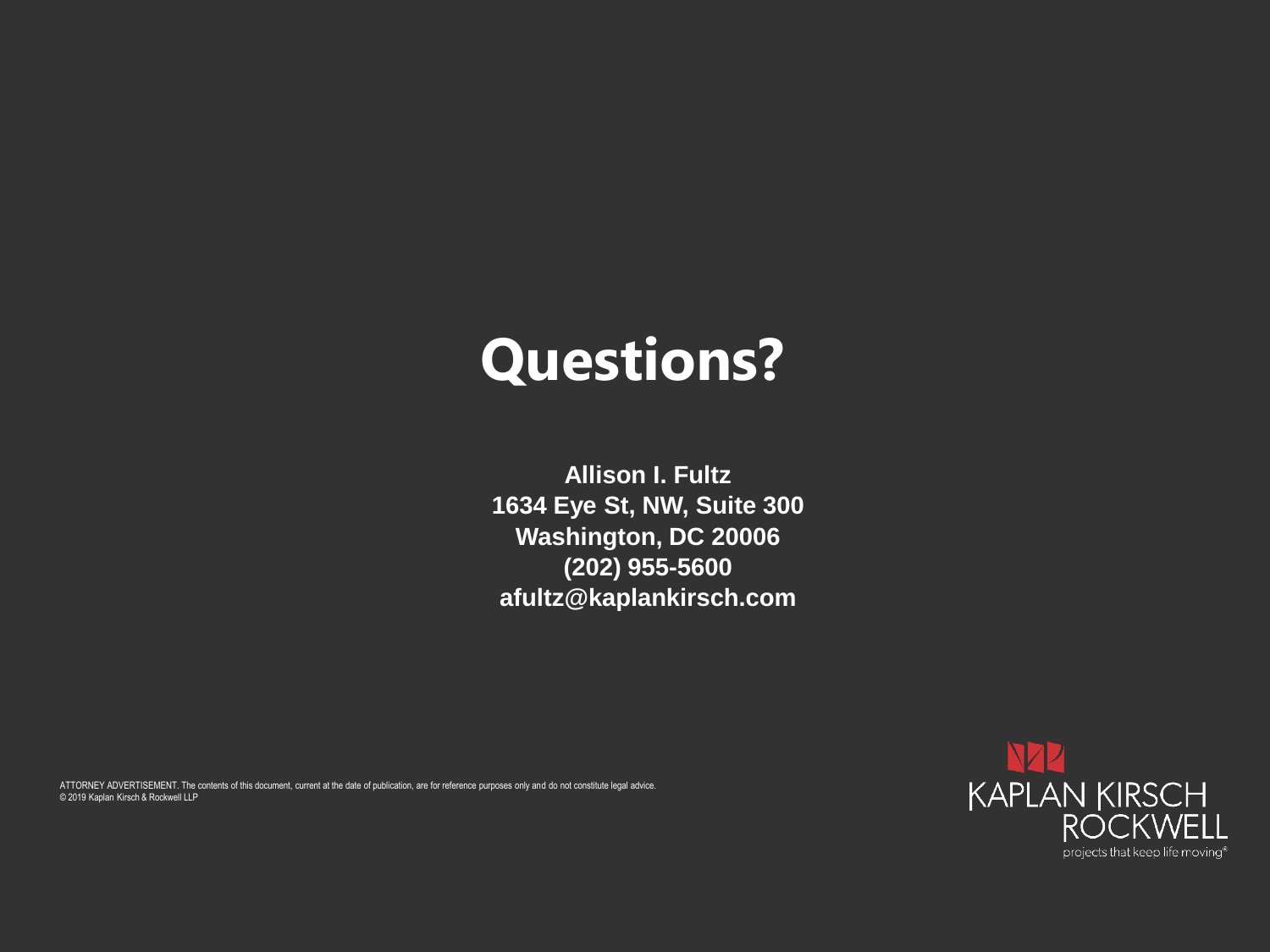# Questions?

**Allison I. Fultz**
**1634 Eye St, NW, Suite 300**
**Washington, DC 20006**
**(202) 955-5600**
**afultz@kaplankirsch.com**

ATTORNEY ADVERTISEMENT. The contents of this document, current at the date of publication, are for reference purposes only and do not constitute legal advice.
© 2019 Kaplan Kirsch & Rockwell LLP

KAPLAN KIRSCH ROCKWELL
projects that keep life moving®